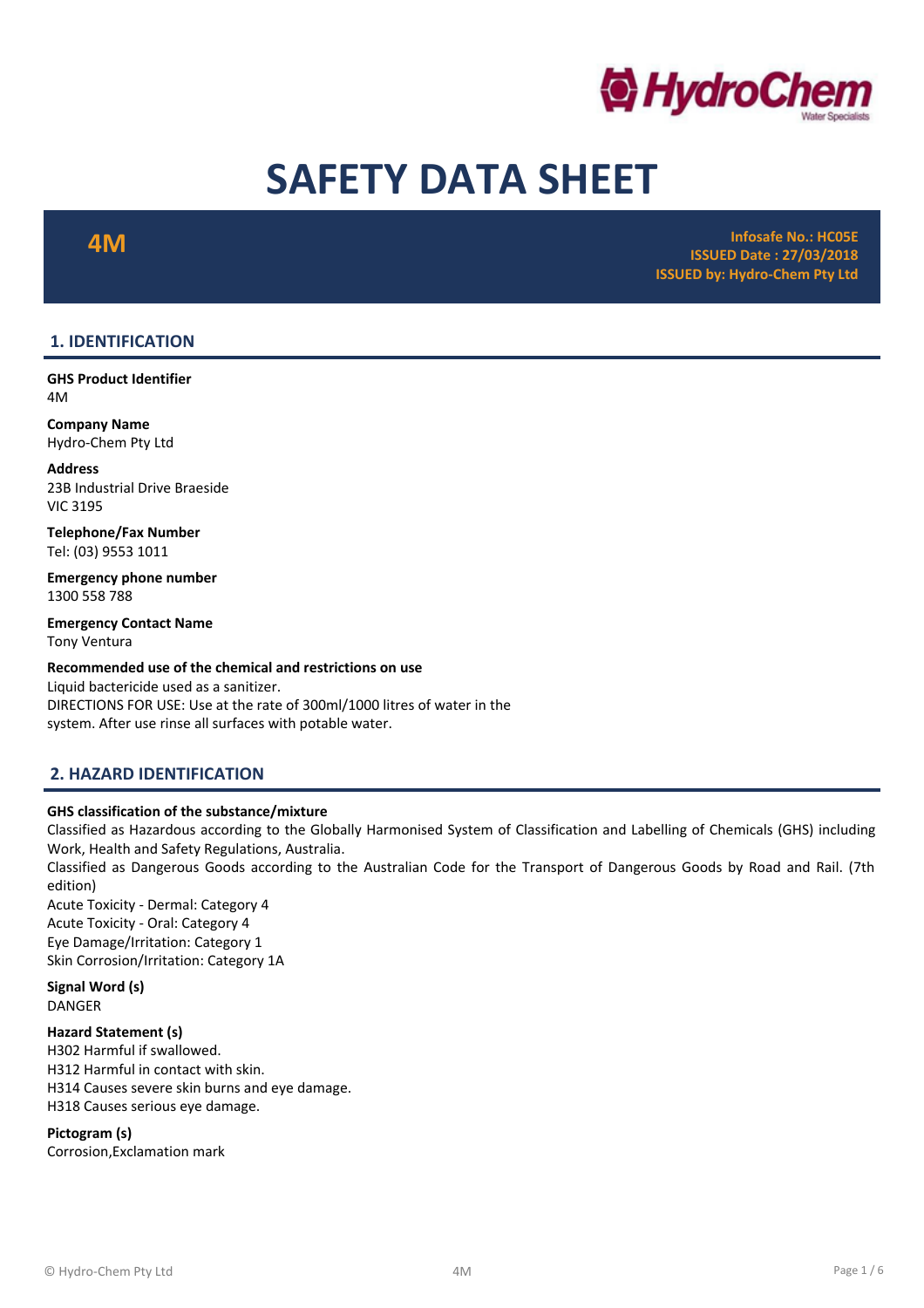# SAFETY DATA SHEET

**4M**

**Infosafe No.: HC05E**
**ISSUED Date : 27/03/2018**
**ISSUED by: Hydro-Chem Pty Ltd**

## 1. IDENTIFICATION

**GHS Product Identifier**
4M

**Company Name**
Hydro-Chem Pty Ltd

**Address**
23B Industrial Drive Braeside
VIC 3195

**Telephone/Fax Number**
Tel: (03) 9553 1011

**Emergency phone number**
1300 558 788

**Emergency Contact Name**
Tony Ventura

**Recommended use of the chemical and restrictions on use**
Liquid bactericide used as a sanitizer.
DIRECTIONS FOR USE: Use at the rate of 300ml/1000 litres of water in the system. After use rinse all surfaces with potable water.

## 2. HAZARD IDENTIFICATION

**GHS classification of the substance/mixture**
Classified as Hazardous according to the Globally Harmonised System of Classification and Labelling of Chemicals (GHS) including Work, Health and Safety Regulations, Australia.
Classified as Dangerous Goods according to the Australian Code for the Transport of Dangerous Goods by Road and Rail. (7th edition)
Acute Toxicity - Dermal: Category 4
Acute Toxicity - Oral: Category 4
Eye Damage/Irritation: Category 1
Skin Corrosion/Irritation: Category 1A

**Signal Word (s)**
DANGER

**Hazard Statement (s)**
H302 Harmful if swallowed.
H312 Harmful in contact with skin.
H314 Causes severe skin burns and eye damage.
H318 Causes serious eye damage.

**Pictogram (s)**
Corrosion,Exclamation mark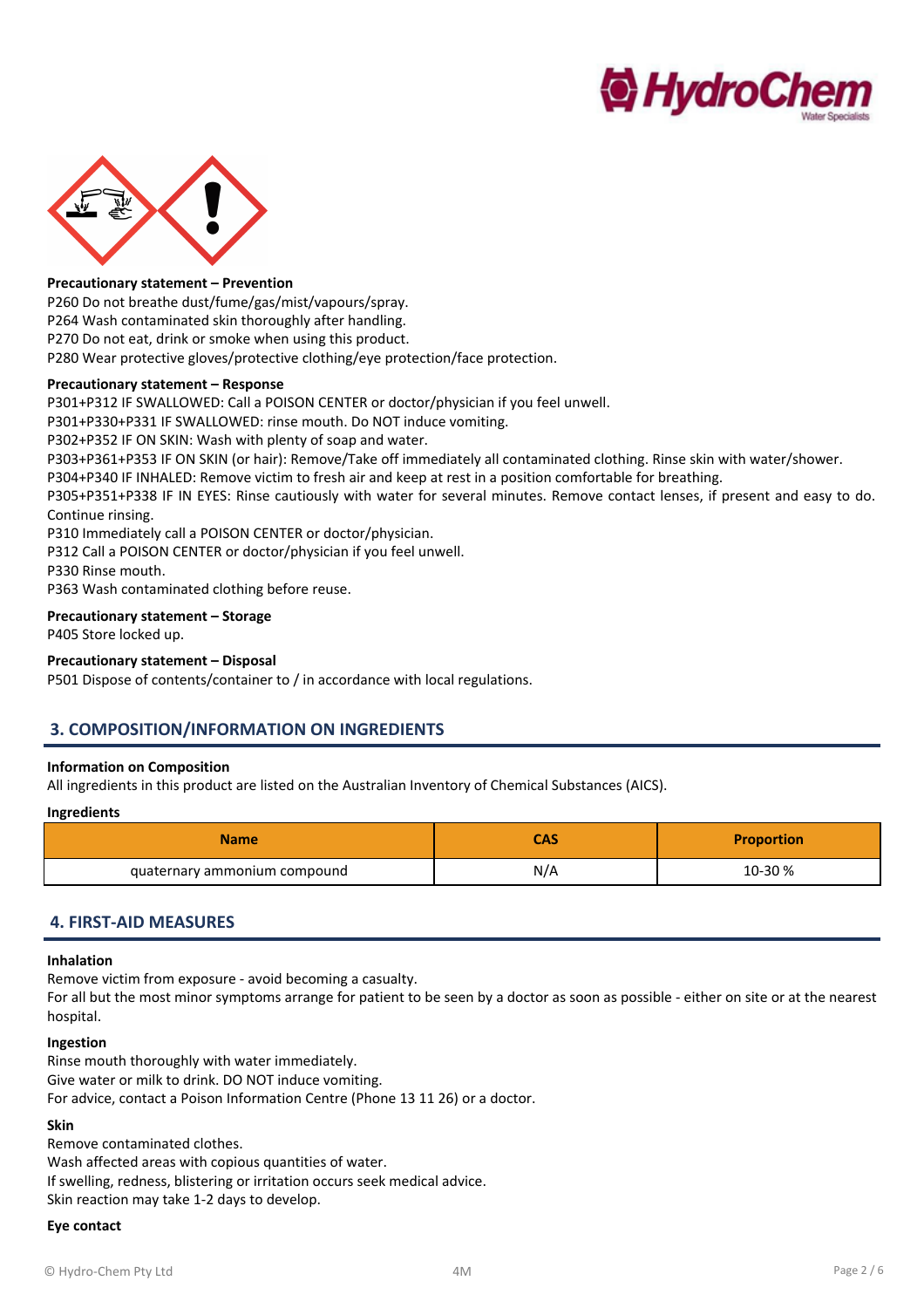**Precautionary statement – Prevention**

P260 Do not breathe dust/fume/gas/mist/vapours/spray.
P264 Wash contaminated skin thoroughly after handling.
P270 Do not eat, drink or smoke when using this product.
P280 Wear protective gloves/protective clothing/eye protection/face protection.

**Precautionary statement – Response**

P301+P312 IF SWALLOWED: Call a POISON CENTER or doctor/physician if you feel unwell.
P301+P330+P331 IF SWALLOWED: rinse mouth. Do NOT induce vomiting.
P302+P352 IF ON SKIN: Wash with plenty of soap and water.
P303+P361+P353 IF ON SKIN (or hair): Remove/Take off immediately all contaminated clothing. Rinse skin with water/shower.
P304+P340 IF INHALED: Remove victim to fresh air and keep at rest in a position comfortable for breathing.
P305+P351+P338 IF IN EYES: Rinse cautiously with water for several minutes. Remove contact lenses, if present and easy to do. Continue rinsing.
P310 Immediately call a POISON CENTER or doctor/physician.
P312 Call a POISON CENTER or doctor/physician if you feel unwell.
P330 Rinse mouth.
P363 Wash contaminated clothing before reuse.

**Precautionary statement – Storage**

P405 Store locked up.

**Precautionary statement – Disposal**

P501 Dispose of contents/container to / in accordance with local regulations.

## 3. COMPOSITION/INFORMATION ON INGREDIENTS

**Information on Composition**

All ingredients in this product are listed on the Australian Inventory of Chemical Substances (AICS).

**Ingredients**

| Name | CAS | Proportion |
| --- | --- | --- |
| quaternary ammonium compound | N/A | 10-30 % |

## 4. FIRST-AID MEASURES

**Inhalation**

Remove victim from exposure - avoid becoming a casualty.
For all but the most minor symptoms arrange for patient to be seen by a doctor as soon as possible - either on site or at the nearest hospital.

**Ingestion**

Rinse mouth thoroughly with water immediately.
Give water or milk to drink. DO NOT induce vomiting.
For advice, contact a Poison Information Centre (Phone 13 11 26) or a doctor.

**Skin**

Remove contaminated clothes.
Wash affected areas with copious quantities of water.
If swelling, redness, blistering or irritation occurs seek medical advice.
Skin reaction may take 1-2 days to develop.

**Eye contact**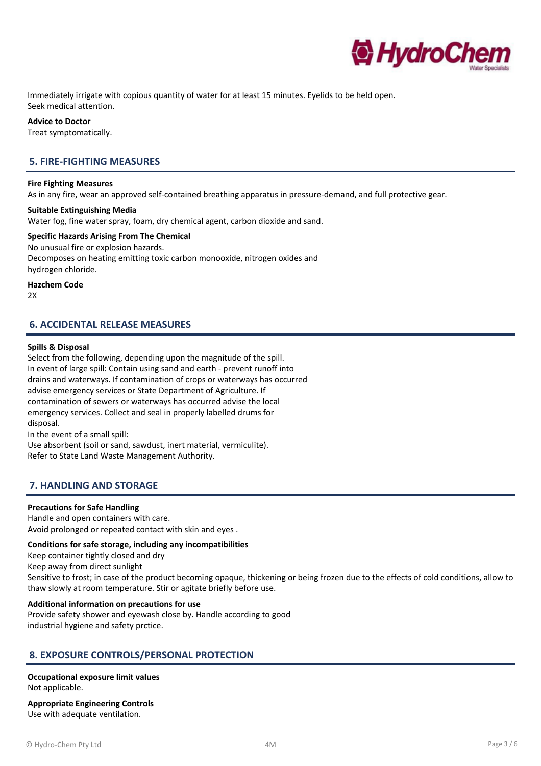Immediately irrigate with copious quantity of water for at least 15 minutes. Eyelids to be held open.
Seek medical attention.

**Advice to Doctor**
Treat symptomatically.

## 5. FIRE-FIGHTING MEASURES

**Fire Fighting Measures**
As in any fire, wear an approved self-contained breathing apparatus in pressure-demand, and full protective gear.

**Suitable Extinguishing Media**
Water fog, fine water spray, foam, dry chemical agent, carbon dioxide and sand.

**Specific Hazards Arising From The Chemical**
No unusual fire or explosion hazards.
Decomposes on heating emitting toxic carbon monooxide, nitrogen oxides and hydrogen chloride.

**Hazchem Code**
2X

## 6. ACCIDENTAL RELEASE MEASURES

**Spills & Disposal**
Select from the following, depending upon the magnitude of the spill.
In event of large spill: Contain using sand and earth - prevent runoff into drains and waterways. If contamination of crops or waterways has occurred advise emergency services or State Department of Agriculture. If contamination of sewers or waterways has occurred advise the local emergency services. Collect and seal in properly labelled drums for disposal.
In the event of a small spill:
Use absorbent (soil or sand, sawdust, inert material, vermiculite).
Refer to State Land Waste Management Authority.

## 7. HANDLING AND STORAGE

**Precautions for Safe Handling**
Handle and open containers with care.
Avoid prolonged or repeated contact with skin and eyes .

**Conditions for safe storage, including any incompatibilities**
Keep container tightly closed and dry
Keep away from direct sunlight
Sensitive to frost; in case of the product becoming opaque, thickening or being frozen due to the effects of cold conditions, allow to thaw slowly at room temperature. Stir or agitate briefly before use.

**Additional information on precautions for use**
Provide safety shower and eyewash close by. Handle according to good industrial hygiene and safety prctice.

## 8. EXPOSURE CONTROLS/PERSONAL PROTECTION

**Occupational exposure limit values**
Not applicable.

**Appropriate Engineering Controls**
Use with adequate ventilation.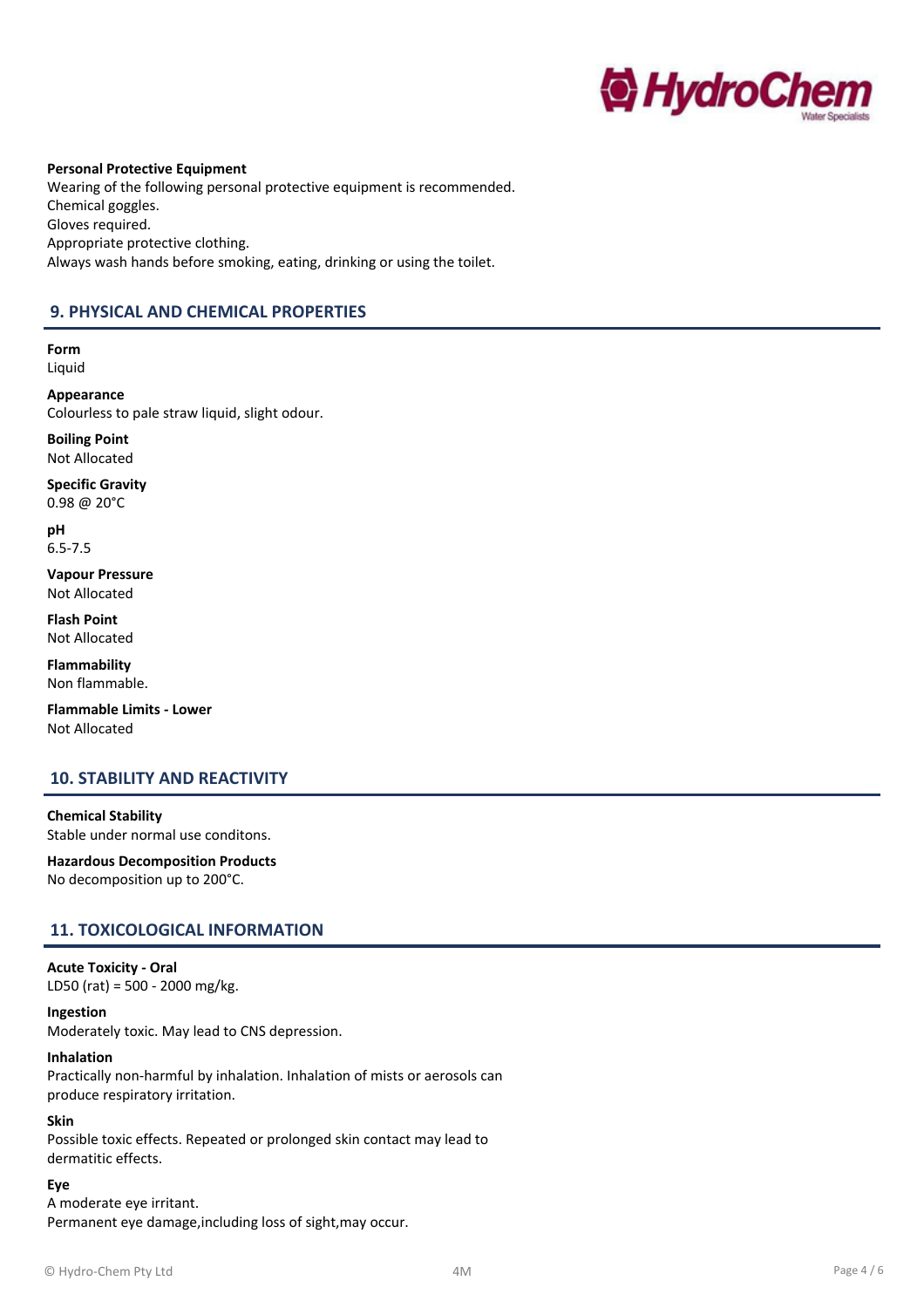**Personal Protective Equipment**
Wearing of the following personal protective equipment is recommended.
Chemical goggles.
Gloves required.
Appropriate protective clothing.
Always wash hands before smoking, eating, drinking or using the toilet.

## 9. PHYSICAL AND CHEMICAL PROPERTIES

**Form**
Liquid

**Appearance**
Colourless to pale straw liquid, slight odour.

**Boiling Point**
Not Allocated

**Specific Gravity**
0.98 @ 20°C

**pH**
6.5-7.5

**Vapour Pressure**
Not Allocated

**Flash Point**
Not Allocated

**Flammability**
Non flammable.

**Flammable Limits - Lower**
Not Allocated

## 10. STABILITY AND REACTIVITY

**Chemical Stability**
Stable under normal use conditons.

**Hazardous Decomposition Products**
No decomposition up to 200°C.

## 11. TOXICOLOGICAL INFORMATION

**Acute Toxicity - Oral**
LD50 (rat) = 500 - 2000 mg/kg.

**Ingestion**
Moderately toxic. May lead to CNS depression.

**Inhalation**
Practically non-harmful by inhalation. Inhalation of mists or aerosols can produce respiratory irritation.

**Skin**
Possible toxic effects. Repeated or prolonged skin contact may lead to dermatitic effects.

**Eye**
A moderate eye irritant.
Permanent eye damage,including loss of sight,may occur.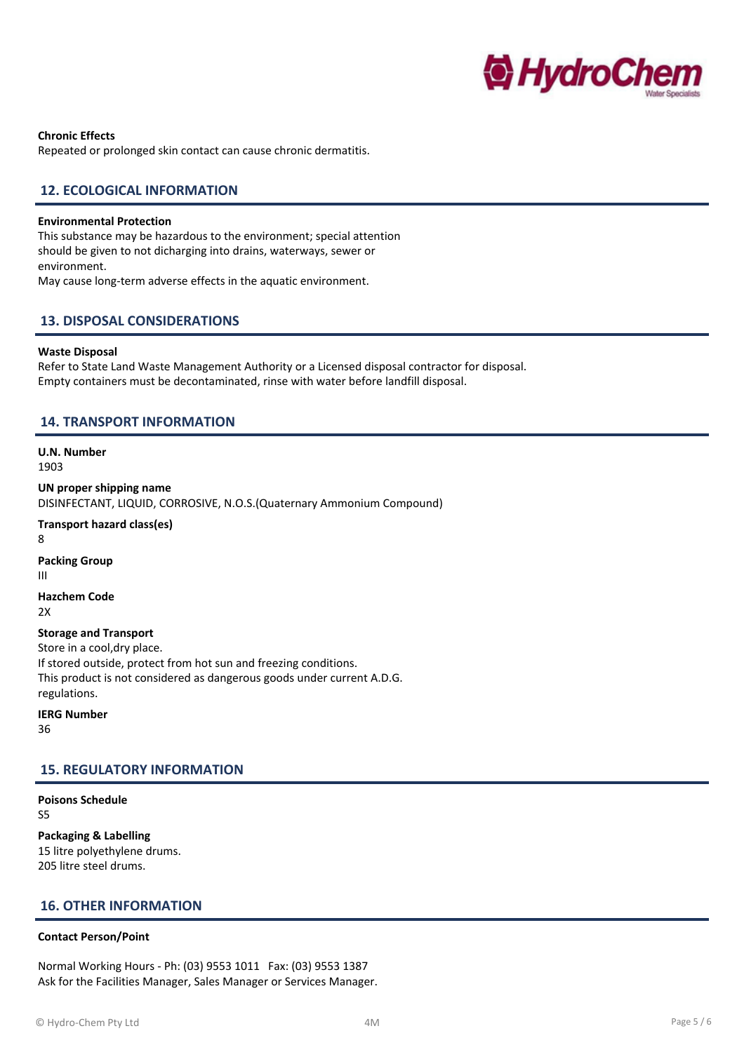**Chronic Effects**
Repeated or prolonged skin contact can cause chronic dermatitis.

## 12. ECOLOGICAL INFORMATION

**Environmental Protection**
This substance may be hazardous to the environment; special attention should be given to not dicharging into drains, waterways, sewer or environment.
May cause long-term adverse effects in the aquatic environment.

## 13. DISPOSAL CONSIDERATIONS

**Waste Disposal**
Refer to State Land Waste Management Authority or a Licensed disposal contractor for disposal.
Empty containers must be decontaminated, rinse with water before landfill disposal.

## 14. TRANSPORT INFORMATION

**U.N. Number**
1903

**UN proper shipping name**
DISINFECTANT, LIQUID, CORROSIVE, N.O.S.(Quaternary Ammonium Compound)

**Transport hazard class(es)**
8

**Packing Group**
III

**Hazchem Code**
2X

**Storage and Transport**
Store in a cool,dry place.
If stored outside, protect from hot sun and freezing conditions.
This product is not considered as dangerous goods under current A.D.G. regulations.

**IERG Number**
36

## 15. REGULATORY INFORMATION

**Poisons Schedule**
S5

**Packaging & Labelling**
15 litre polyethylene drums.
205 litre steel drums.

## 16. OTHER INFORMATION

**Contact Person/Point**

Normal Working Hours - Ph: (03) 9553 1011 Fax: (03) 9553 1387
Ask for the Facilities Manager, Sales Manager or Services Manager.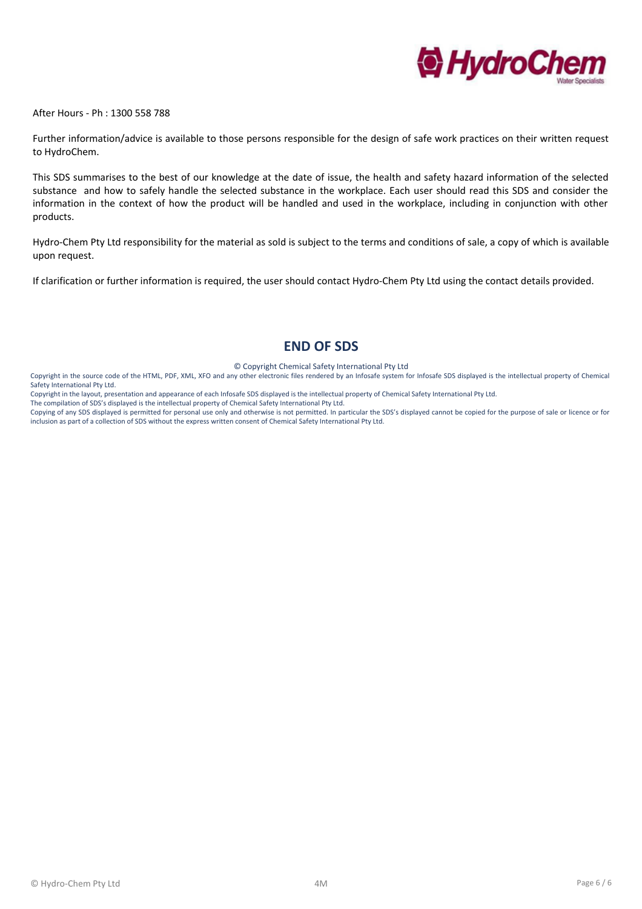After Hours - Ph : 1300 558 788

Further information/advice is available to those persons responsible for the design of safe work practices on their written request to HydroChem.

This SDS summarises to the best of our knowledge at the date of issue, the health and safety hazard information of the selected substance and how to safely handle the selected substance in the workplace. Each user should read this SDS and consider the information in the context of how the product will be handled and used in the workplace, including in conjunction with other products.

Hydro-Chem Pty Ltd responsibility for the material as sold is subject to the terms and conditions of sale, a copy of which is available upon request.

If clarification or further information is required, the user should contact Hydro-Chem Pty Ltd using the contact details provided.

## END OF SDS

© Copyright Chemical Safety International Pty Ltd

Copyright in the source code of the HTML, PDF, XML, XFO and any other electronic files rendered by an Infosafe system for Infosafe SDS displayed is the intellectual property of Chemical Safety International Pty Ltd.

Copyright in the layout, presentation and appearance of each Infosafe SDS displayed is the intellectual property of Chemical Safety International Pty Ltd.

The compilation of SDS's displayed is the intellectual property of Chemical Safety International Pty Ltd.

Copying of any SDS displayed is permitted for personal use only and otherwise is not permitted. In particular the SDS's displayed cannot be copied for the purpose of sale or licence or for inclusion as part of a collection of SDS without the express written consent of Chemical Safety International Pty Ltd.